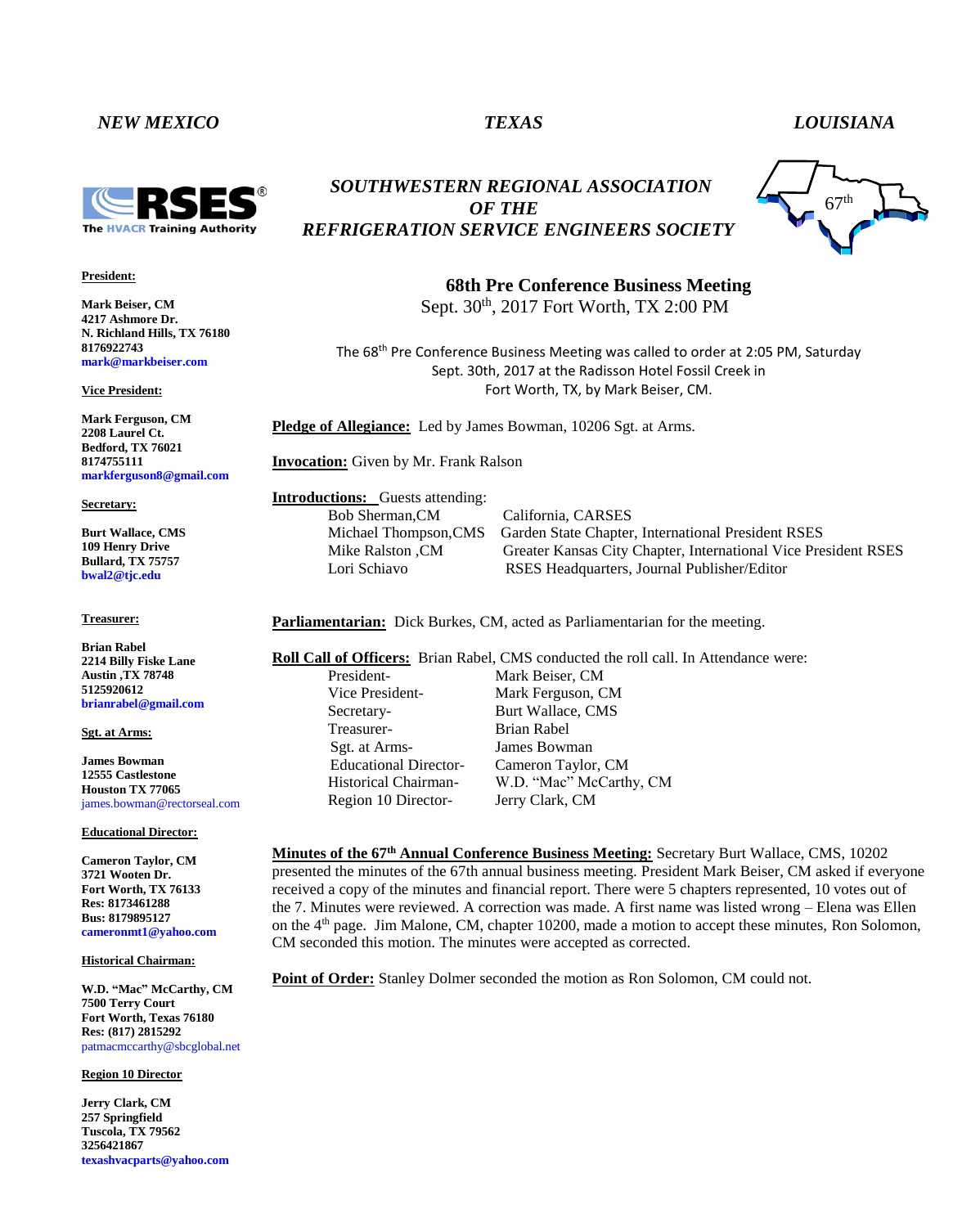*NEW MEXICO* *TEXAS* *LOUISIANA*

## *SOUTHWESTERN REGIONAL ASSOCIATION OF THE REFRIGERATION SERVICE ENGINEERS SOCIETY*

RSES The HVACR Training Authority

67th

**President:**

**Mark Beiser, CM**
**4217 Ashmore Dr.**
**N. Richland Hills, TX 76180**
**8176922743**
**mark@markbeiser.com**

**Vice President:**

**Mark Ferguson, CM**
**2208 Laurel Ct.**
**Bedford, TX 76021**
**8174755111**
**markferguson8@gmail.com**

**Secretary:**

**Burt Wallace, CMS**
**109 Henry Drive**
**Bullard, TX 75757**
**bwal2@tjc.edu**

**Treasurer:**

**Brian Rabel**
**2214 Billy Fiske Lane**
**Austin ,TX 78748**
**5125920612**
**brianrabel@gmail.com**

**Sgt. at Arms:**

**James Bowman**
**12555 Castlestone**
**Houston TX 77065**
james.bowman@rectorseal.com

**Educational Director:**

**Cameron Taylor, CM**
**3721 Wooten Dr.**
**Fort Worth, TX 76133**
**Res: 8173461288**
**Bus: 8179895127**
**cameronmt1@yahoo.com**

**Historical Chairman:**

**W.D. "Mac" McCarthy, CM**
**7500 Terry Court**
**Fort Worth, Texas 76180**
**Res: (817) 2815292**
patmacmccarthy@sbcglobal.net

**Region 10 Director**

**Jerry Clark, CM**
**257 Springfield**
**Tuscola, TX 79562**
**3256421867**
**texashvacparts@yahoo.com**

### 68th Pre Conference Business Meeting

Sept. 30th, 2017 Fort Worth, TX 2:00 PM

The 68th Pre Conference Business Meeting was called to order at 2:05 PM, Saturday Sept. 30th, 2017 at the Radisson Hotel Fossil Creek in Fort Worth, TX, by Mark Beiser, CM.

**Pledge of Allegiance:** Led by James Bowman, 10206 Sgt. at Arms.

**Invocation:** Given by Mr. Frank Ralson

**Introductions:** Guests attending:

| | |
|---|---|
| Bob Sherman,CM | California, CARSES |
| Michael Thompson,CMS | Garden State Chapter, International President RSES |
| Mike Ralston ,CM | Greater Kansas City Chapter, International Vice President RSES |
| Lori Schiavo | RSES Headquarters, Journal Publisher/Editor |

**Parliamentarian:** Dick Burkes, CM, acted as Parliamentarian for the meeting.

**Roll Call of Officers:** Brian Rabel, CMS conducted the roll call. In Attendance were:

| | |
|---|---|
| President- | Mark Beiser, CM |
| Vice President- | Mark Ferguson, CM |
| Secretary- | Burt Wallace, CMS |
| Treasurer- | Brian Rabel |
| Sgt. at Arms- | James Bowman |
| Educational Director- | Cameron Taylor, CM |
| Historical Chairman- | W.D. "Mac" McCarthy, CM |
| Region 10 Director- | Jerry Clark, CM |

**Minutes of the 67th Annual Conference Business Meeting:** Secretary Burt Wallace, CMS, 10202 presented the minutes of the 67th annual business meeting. President Mark Beiser, CM asked if everyone received a copy of the minutes and financial report. There were 5 chapters represented, 10 votes out of the 7. Minutes were reviewed. A correction was made. A first name was listed wrong – Elena was Ellen on the 4th page. Jim Malone, CM, chapter 10200, made a motion to accept these minutes, Ron Solomon, CM seconded this motion. The minutes were accepted as corrected.

**Point of Order:** Stanley Dolmer seconded the motion as Ron Solomon, CM could not.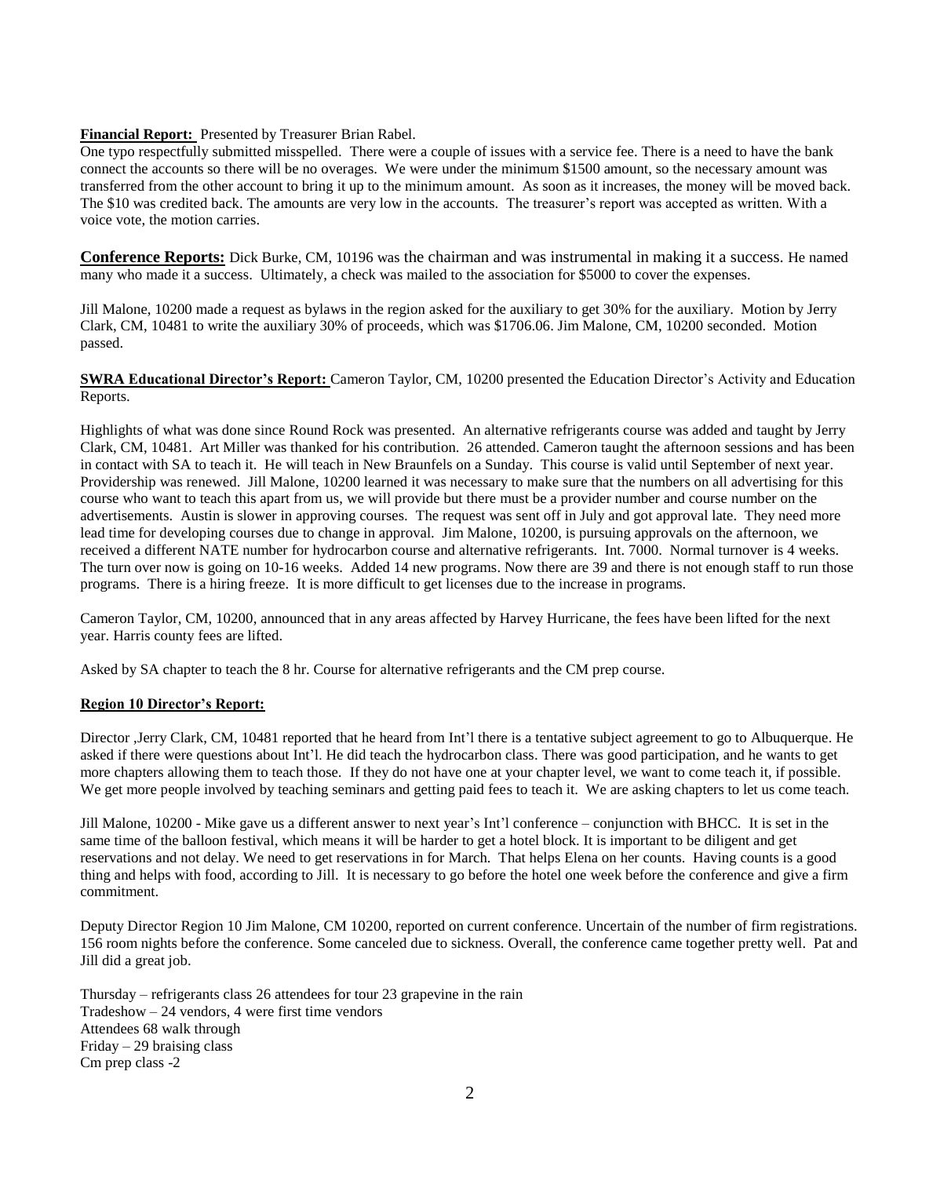**Financial Report:** Presented by Treasurer Brian Rabel.

One typo respectfully submitted misspelled. There were a couple of issues with a service fee. There is a need to have the bank connect the accounts so there will be no overages. We were under the minimum $1500 amount, so the necessary amount was transferred from the other account to bring it up to the minimum amount. As soon as it increases, the money will be moved back. The $10 was credited back. The amounts are very low in the accounts. The treasurer's report was accepted as written. With a voice vote, the motion carries.

**Conference Reports:** Dick Burke, CM, 10196 was the chairman and was instrumental in making it a success. He named many who made it a success. Ultimately, a check was mailed to the association for $5000 to cover the expenses.

Jill Malone, 10200 made a request as bylaws in the region asked for the auxiliary to get 30% for the auxiliary. Motion by Jerry Clark, CM, 10481 to write the auxiliary 30% of proceeds, which was $1706.06. Jim Malone, CM, 10200 seconded. Motion passed.

**SWRA Educational Director's Report:** Cameron Taylor, CM, 10200 presented the Education Director's Activity and Education Reports.

Highlights of what was done since Round Rock was presented. An alternative refrigerants course was added and taught by Jerry Clark, CM, 10481. Art Miller was thanked for his contribution. 26 attended. Cameron taught the afternoon sessions and has been in contact with SA to teach it. He will teach in New Braunfels on a Sunday. This course is valid until September of next year. Providership was renewed. Jill Malone, 10200 learned it was necessary to make sure that the numbers on all advertising for this course who want to teach this apart from us, we will provide but there must be a provider number and course number on the advertisements. Austin is slower in approving courses. The request was sent off in July and got approval late. They need more lead time for developing courses due to change in approval. Jim Malone, 10200, is pursuing approvals on the afternoon, we received a different NATE number for hydrocarbon course and alternative refrigerants. Int. 7000. Normal turnover is 4 weeks. The turn over now is going on 10-16 weeks. Added 14 new programs. Now there are 39 and there is not enough staff to run those programs. There is a hiring freeze. It is more difficult to get licenses due to the increase in programs.

Cameron Taylor, CM, 10200, announced that in any areas affected by Harvey Hurricane, the fees have been lifted for the next year. Harris county fees are lifted.

Asked by SA chapter to teach the 8 hr. Course for alternative refrigerants and the CM prep course.

**Region 10 Director's Report:**

Director ,Jerry Clark, CM, 10481 reported that he heard from Int'l there is a tentative subject agreement to go to Albuquerque. He asked if there were questions about Int'l. He did teach the hydrocarbon class. There was good participation, and he wants to get more chapters allowing them to teach those. If they do not have one at your chapter level, we want to come teach it, if possible. We get more people involved by teaching seminars and getting paid fees to teach it. We are asking chapters to let us come teach.

Jill Malone, 10200 - Mike gave us a different answer to next year's Int'l conference – conjunction with BHCC. It is set in the same time of the balloon festival, which means it will be harder to get a hotel block. It is important to be diligent and get reservations and not delay. We need to get reservations in for March. That helps Elena on her counts. Having counts is a good thing and helps with food, according to Jill. It is necessary to go before the hotel one week before the conference and give a firm commitment.

Deputy Director Region 10 Jim Malone, CM 10200, reported on current conference. Uncertain of the number of firm registrations. 156 room nights before the conference. Some canceled due to sickness. Overall, the conference came together pretty well. Pat and Jill did a great job.

Thursday – refrigerants class 26 attendees for tour 23 grapevine in the rain
Tradeshow – 24 vendors, 4 were first time vendors
Attendees 68 walk through
Friday – 29 braising class
Cm prep class -2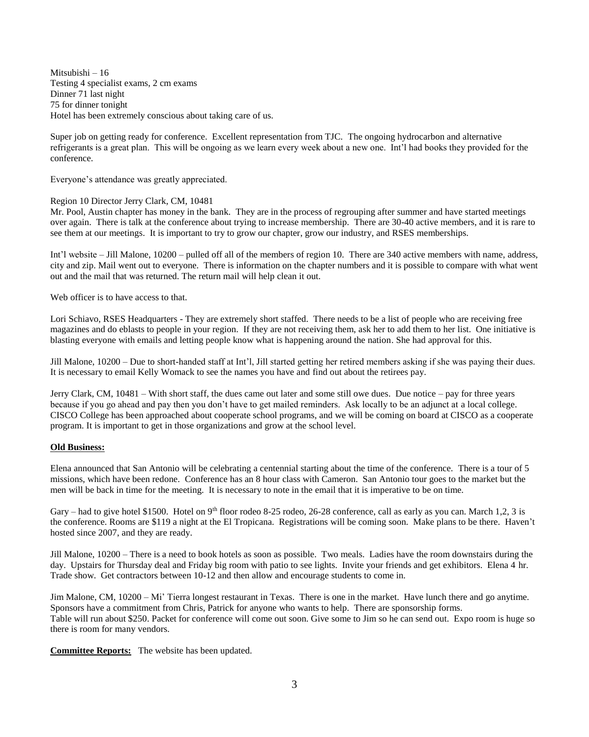Mitsubishi – 16
Testing 4 specialist exams, 2 cm exams
Dinner 71 last night
75 for dinner tonight
Hotel has been extremely conscious about taking care of us.

Super job on getting ready for conference. Excellent representation from TJC. The ongoing hydrocarbon and alternative refrigerants is a great plan. This will be ongoing as we learn every week about a new one. Int'l had books they provided for the conference.

Everyone's attendance was greatly appreciated.

Region 10 Director Jerry Clark, CM, 10481
Mr. Pool, Austin chapter has money in the bank. They are in the process of regrouping after summer and have started meetings over again. There is talk at the conference about trying to increase membership. There are 30-40 active members, and it is rare to see them at our meetings. It is important to try to grow our chapter, grow our industry, and RSES memberships.

Int'l website – Jill Malone, 10200 – pulled off all of the members of region 10. There are 340 active members with name, address, city and zip. Mail went out to everyone. There is information on the chapter numbers and it is possible to compare with what went out and the mail that was returned. The return mail will help clean it out.

Web officer is to have access to that.

Lori Schiavo, RSES Headquarters - They are extremely short staffed. There needs to be a list of people who are receiving free magazines and do eblasts to people in your region. If they are not receiving them, ask her to add them to her list. One initiative is blasting everyone with emails and letting people know what is happening around the nation. She had approval for this.

Jill Malone, 10200 – Due to short-handed staff at Int'l, Jill started getting her retired members asking if she was paying their dues. It is necessary to email Kelly Womack to see the names you have and find out about the retirees pay.

Jerry Clark, CM, 10481 – With short staff, the dues came out later and some still owe dues. Due notice – pay for three years because if you go ahead and pay then you don't have to get mailed reminders. Ask locally to be an adjunct at a local college. CISCO College has been approached about cooperate school programs, and we will be coming on board at CISCO as a cooperate program. It is important to get in those organizations and grow at the school level.

**Old Business:**

Elena announced that San Antonio will be celebrating a centennial starting about the time of the conference. There is a tour of 5 missions, which have been redone. Conference has an 8 hour class with Cameron. San Antonio tour goes to the market but the men will be back in time for the meeting. It is necessary to note in the email that it is imperative to be on time.

Gary – had to give hotel $1500. Hotel on 9th floor rodeo 8-25 rodeo, 26-28 conference, call as early as you can. March 1,2, 3 is the conference. Rooms are $119 a night at the El Tropicana. Registrations will be coming soon. Make plans to be there. Haven't hosted since 2007, and they are ready.

Jill Malone, 10200 – There is a need to book hotels as soon as possible. Two meals. Ladies have the room downstairs during the day. Upstairs for Thursday deal and Friday big room with patio to see lights. Invite your friends and get exhibitors. Elena 4 hr. Trade show. Get contractors between 10-12 and then allow and encourage students to come in.

Jim Malone, CM, 10200 – Mi' Tierra longest restaurant in Texas. There is one in the market. Have lunch there and go anytime. Sponsors have a commitment from Chris, Patrick for anyone who wants to help. There are sponsorship forms.
Table will run about $250. Packet for conference will come out soon. Give some to Jim so he can send out. Expo room is huge so there is room for many vendors.

**Committee Reports:** The website has been updated.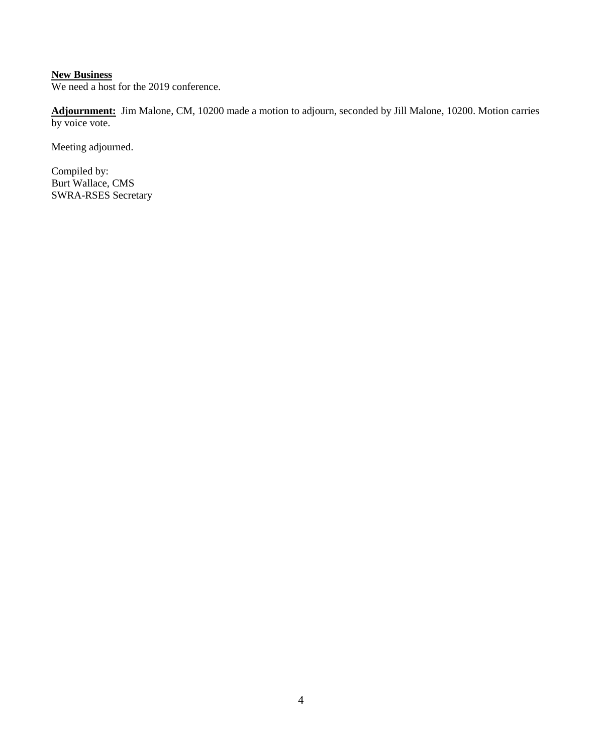**New Business**

We need a host for the 2019 conference.

**Adjournment:** Jim Malone, CM, 10200 made a motion to adjourn, seconded by Jill Malone, 10200. Motion carries by voice vote.

Meeting adjourned.

Compiled by:
Burt Wallace, CMS
SWRA-RSES Secretary